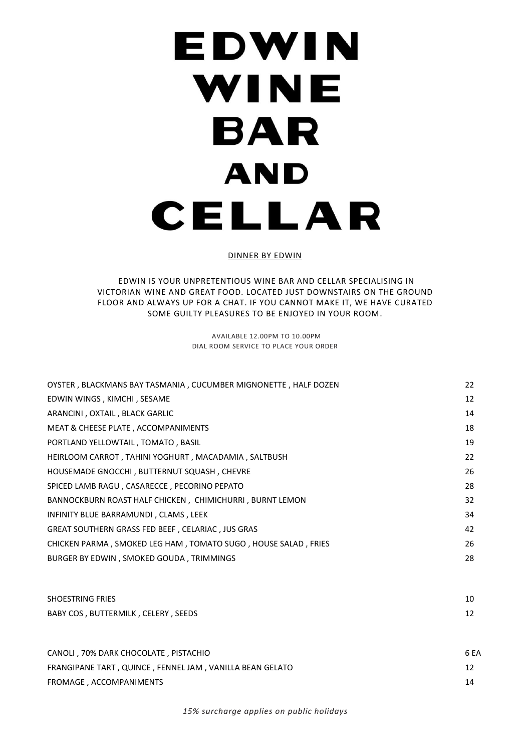# EDWIN WINE BAR AND CELLAR

DINNER BY EDWIN

EDWIN IS YOUR UNPRETENTIOUS WINE BAR AND CELLAR SPECIALISING IN VICTORIAN WINE AND GREAT FOOD. LOCATED JUST DOWNSTAIRS ON THE GROUND FLOOR AND ALWAYS UP FOR A CHAT. IF YOU CANNOT MAKE IT, WE HAVE CURATED SOME GUILTY PLEASURES TO BE ENJOYED IN YOUR ROOM.

AVAILABLE 12.00PM TO 10.00PM
DIAL ROOM SERVICE TO PLACE YOUR ORDER

| | |
|---|---|
| OYSTER , BLACKMANS BAY TASMANIA , CUCUMBER MIGNONETTE , HALF DOZEN | 22 |
| EDWIN WINGS , KIMCHI , SESAME | 12 |
| ARANCINI , OXTAIL , BLACK GARLIC | 14 |
| MEAT & CHEESE PLATE , ACCOMPANIMENTS | 18 |
| PORTLAND YELLOWTAIL , TOMATO , BASIL | 19 |
| HEIRLOOM CARROT , TAHINI YOGHURT , MACADAMIA , SALTBUSH | 22 |
| HOUSEMADE GNOCCHI , BUTTERNUT SQUASH , CHEVRE | 26 |
| SPICED LAMB RAGU , CASARECCE , PECORINO PEPATO | 28 |
| BANNOCKBURN ROAST HALF CHICKEN , CHIMICHURRI , BURNT LEMON | 32 |
| INFINITY BLUE BARRAMUNDI , CLAMS , LEEK | 34 |
| GREAT SOUTHERN GRASS FED BEEF , CELARIAC , JUS GRAS | 42 |
| CHICKEN PARMA , SMOKED LEG HAM , TOMATO SUGO , HOUSE SALAD , FRIES | 26 |
| BURGER BY EDWIN , SMOKED GOUDA , TRIMMINGS | 28 |

| | |
|---|---|
| SHOESTRING FRIES | 10 |
| BABY COS , BUTTERMILK , CELERY , SEEDS | 12 |

| | |
|---|---|
| CANOLI , 70% DARK CHOCOLATE , PISTACHIO | 6 EA |
| FRANGIPANE TART , QUINCE , FENNEL JAM , VANILLA BEAN GELATO | 12 |
| FROMAGE , ACCOMPANIMENTS | 14 |

*15% surcharge applies on public holidays*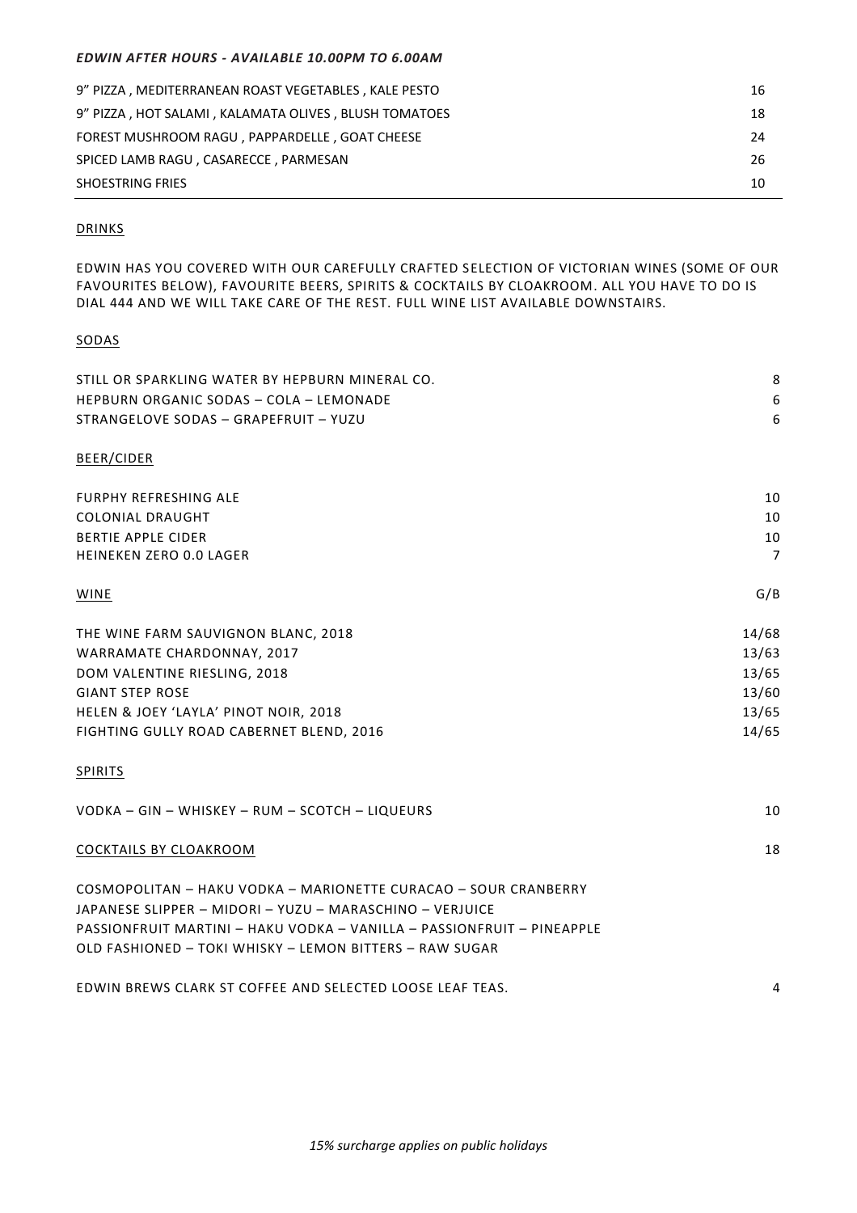***EDWIN AFTER HOURS - AVAILABLE 10.00PM TO 6.00AM***

| | |
|---|---|
| 9" PIZZA , MEDITERRANEAN ROAST VEGETABLES , KALE PESTO | 16 |
| 9" PIZZA , HOT SALAMI , KALAMATA OLIVES , BLUSH TOMATOES | 18 |
| FOREST MUSHROOM RAGU , PAPPARDELLE , GOAT CHEESE | 24 |
| SPICED LAMB RAGU , CASARECCE , PARMESAN | 26 |
| SHOESTRING FRIES | 10 |

DRINKS

EDWIN HAS YOU COVERED WITH OUR CAREFULLY CRAFTED SELECTION OF VICTORIAN WINES (SOME OF OUR FAVOURITES BELOW), FAVOURITE BEERS, SPIRITS & COCKTAILS BY CLOAKROOM. ALL YOU HAVE TO DO IS DIAL 444 AND WE WILL TAKE CARE OF THE REST. FULL WINE LIST AVAILABLE DOWNSTAIRS.

SODAS

| | |
|---|---|
| STILL OR SPARKLING WATER BY HEPBURN MINERAL CO. | 8 |
| HEPBURN ORGANIC SODAS – COLA – LEMONADE | 6 |
| STRANGELOVE SODAS – GRAPEFRUIT – YUZU | 6 |

BEER/CIDER

| | |
|---|---|
| FURPHY REFRESHING ALE | 10 |
| COLONIAL DRAUGHT | 10 |
| BERTIE APPLE CIDER | 10 |
| HEINEKEN ZERO 0.0 LAGER | 7 |

| WINE | G/B |
|---|---|
| THE WINE FARM SAUVIGNON BLANC, 2018 | 14/68 |
| WARRAMATE CHARDONNAY, 2017 | 13/63 |
| DOM VALENTINE RIESLING, 2018 | 13/65 |
| GIANT STEP ROSE | 13/60 |
| HELEN & JOEY 'LAYLA' PINOT NOIR, 2018 | 13/65 |
| FIGHTING GULLY ROAD CABERNET BLEND, 2016 | 14/65 |

SPIRITS

| | |
|---|---|
| VODKA – GIN – WHISKEY – RUM – SCOTCH – LIQUEURS | 10 |

| COCKTAILS BY CLOAKROOM | 18 |
|---|---|

COSMOPOLITAN – HAKU VODKA – MARIONETTE CURACAO – SOUR CRANBERRY
JAPANESE SLIPPER – MIDORI – YUZU – MARASCHINO – VERJUICE
PASSIONFRUIT MARTINI – HAKU VODKA – VANILLA – PASSIONFRUIT – PINEAPPLE
OLD FASHIONED – TOKI WHISKY – LEMON BITTERS – RAW SUGAR

| | |
|---|---|
| EDWIN BREWS CLARK ST COFFEE AND SELECTED LOOSE LEAF TEAS. | 4 |

*15% surcharge applies on public holidays*